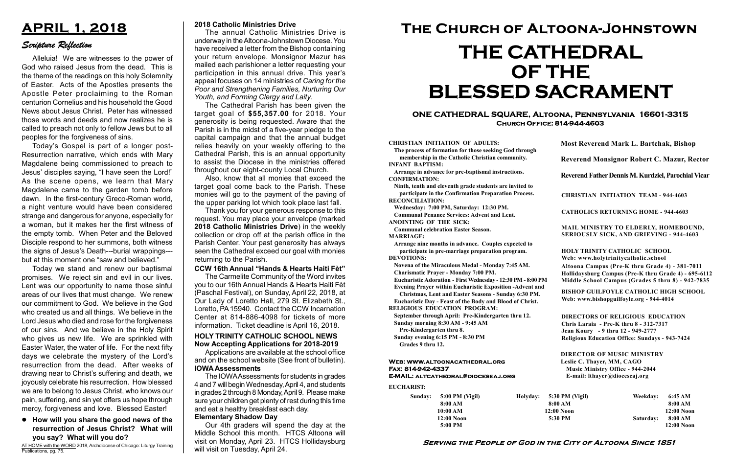# APRIL 1, 2018

## *Scripture Reflection*

Alleluia! We are witnesses to the power of God who raised Jesus from the dead. This is the theme of the readings on this holy Solemnity of Easter. Acts of the Apostles presents the Apostle Peter proclaiming to the Roman centurion Cornelius and his household the Good News about Jesus Christ. Peter has witnessed those words and deeds and now realizes he is called to preach not only to fellow Jews but to all peoples for the forgiveness of sins.

Today's Gospel is part of a longer post-Resurrection narrative, which ends with Mary Magdalene being commissioned to preach to Jesus' disciples saying, "I have seen the Lord!" As the scene opens, we learn that Mary Magdalene came to the garden tomb before dawn. In the first-century Greco-Roman world, a night venture would have been considered strange and dangerous for anyone, especially for a woman, but it makes her the first witness of the empty tomb. When Peter and the Beloved Disciple respond to her summons, both witness the signs of Jesus's Death---burial wrappings---but at this moment one "saw and believed."

Today we stand and renew our baptismal promises. We reject sin and evil in our lives. Lent was our opportunity to name those sinful areas of our lives that must change. We renew our commitment to God. We believe in the God who created us and all things. We believe in the Lord Jesus who died and rose for the forgiveness of our sins. And we believe in the Holy Spirit who gives us new life. We are sprinkled with Easter Water, the water of life. For the next fifty days we celebrate the mystery of the Lord's resurrection from the dead. After weeks of drawing near to Christ's suffering and death, we joyously celebrate his resurrection. How blessed we are to belong to Jesus Christ, who knows our pain, suffering, and sin yet offers us hope through mercy, forgiveness and love. Blessed Easter!

- **How will you share the good news of the resurrection of Jesus Christ? What will you say? What will you do?**

AT HOME with the WORD 2018, Archdiocese of Chicago: Liturgy Training Publications, pg. 75.

### 2018 Catholic Ministries Drive

The annual Catholic Ministries Drive is underway in the Altoona-Johnstown Diocese. You have received a letter from the Bishop containing your return envelope. Monsignor Mazur has mailed each parishioner a letter requesting your participation in this annual drive. This year's appeal focuses on 14 ministries of *Caring for the Poor and Strengthening Families, Nurturing Our Youth, and Forming Clergy and Laity*.

The Cathedral Parish has been given the target goal of **$55,357.00** for 2018. Your generosity is being requested. Aware that the Parish is in the midst of a five-year pledge to the capital campaign and that the annual budget relies heavily on your weekly offering to the Cathedral Parish, this is an annual opportunity to assist the Diocese in the ministries offered throughout our eight-county Local Church.

Also, know that all monies that exceed the target goal come back to the Parish. These monies will go to the payment of the paving of the upper parking lot which took place last fall.

Thank you for your generous response to this request. You may place your envelope (marked **2018 Catholic Ministries Drive**) in the weekly collection or drop off at the parish office in the Parish Center. Your past generosity has always seen the Cathedral exceed our goal with monies returning to the Parish.

### CCW 16th Annual "Hands & Hearts Haiti Fèt"

The Carmelite Community of the Word invites you to our 16th Annual Hands & Hearts Haiti Fèt (Paschal Festival), on Sunday, April 22, 2018, at Our Lady of Loretto Hall, 279 St. Elizabeth St., Loretto, PA 15940. Contact the CCW Incarnation Center at 814-886-4098 for tickets of more information. Ticket deadline is April 16, 2018.

### HOLY TRINITY CATHOLIC SCHOOL NEWS
### Now Accepting Applications for 2018-2019

Applications are available at the school office and on the school website (See front of bulletin).

### IOWA Assessments

The IOWA Assessments for students in grades 4 and 7 will begin Wednesday, April 4, and students in grades 2 through 8 Monday, April 9. Please make sure your children get plenty of rest during this time and eat a healthy breakfast each day.

### Elementary Shadow Day

Our 4th graders will spend the day at the Middle School this month. HTCS Altoona will visit on Monday, April 23. HTCS Hollidaysburg will visit on Tuesday, April 24.

# The Church of Altoona-Johnstown
# THE CATHEDRAL OF THE BLESSED SACRAMENT

**ONE CATHEDRAL SQUARE, Altoona, Pennsylvania 16601-3315**
**Church Office: 814-944-4603**

**CHRISTIAN INITIATION OF ADULTS:**
The process of formation for those seeking God through membership in the Catholic Christian community.

**INFANT BAPTISM:**
Arrange in advance for pre-baptismal instructions.

**CONFIRMATION:**
Ninth, tenth and eleventh grade students are invited to participate in the Confirmation Preparation Process.

**RECONCILIATION:**
Wednesday: 7:00 PM, Saturday: 12:30 PM.
Communal Penance Services: Advent and Lent.

**ANOINTING OF THE SICK:**
Communal celebration Easter Season.

**MARRIAGE:**
Arrange nine months in advance. Couples expected to participate in pre-marriage preparation program.

**DEVOTIONS:**
Novena of the Miraculous Medal - Monday 7:45 AM.
Charismatic Prayer - Monday 7:00 PM.
Eucharistic Adoration - First Wednesday - 12:30 PM - 8:00 PM
Evening Prayer within Eucharistic Exposition -Advent and Christmas, Lent and Easter Seasons - Sunday 6:30 PM.
Eucharistic Day - Feast of the Body and Blood of Christ.

**RELIGIOUS EDUCATION PROGRAM:**
September through April: Pre-Kindergarten thru 12.
Sunday morning 8:30 AM - 9:45 AM
Pre-Kindergarten thru 8.
Sunday evening 6:15 PM - 8:30 PM
Grades 9 thru 12.

**Most Reverend Mark L. Bartchak, Bishop**

**Reverend Monsignor Robert C. Mazur, Rector**

**Reverend Father Dennis M. Kurdziel, Parochial Vicar**

**CHRISTIAN INITIATION TEAM - 944-4603**

**CATHOLICS RETURNING HOME - 944-4603**

**MAIL MINISTRY TO ELDERLY, HOMEBOUND, SERIOUSLY SICK, AND GRIEVING - 944-4603**

**HOLY TRINITY CATHOLIC SCHOOL**
**Web: www.holytrinitycatholic.school**
Altoona Campus (Pre-K thru Grade 4) - 381-7011
Hollidaysburg Campus (Pre-K thru Grade 4) - 695-6112
Middle School Campus (Grades 5 thru 8) - 942-7835

**BISHOP GUILFOYLE CATHOLIC HIGH SCHOOL**
**Web: www.bishopguilfoyle.org - 944-4014**

**DIRECTORS OF RELIGIOUS EDUCATION**
Chris Laraia - Pre-K thru 8 - 312-7317
Jean Koury - 9 thru 12 - 949-2777
Religious Education Office: Sundays - 943-7424

**DIRECTOR OF MUSIC MINISTRY**
Leslie C. Thayer, MM, CAGO
Music Ministry Office - 944-2044
E-mail: lthayer@dioceseaj.org

**Web: www.altoonacathedral.org**
**Fax: 814-942-4337**
**E-MAIL: altcathedral@dioceseaj.org**

**EUCHARIST:**

| | | | | | |
|---|---|---|---|---|---|
| **Sunday:** | 5:00 PM (Vigil) | **Holyday:** | 5:30 PM (Vigil) | **Weekday:** | 6:45 AM |
| | 8:00 AM | | 8:00 AM | | 8:00 AM |
| | 10:00 AM | | 12:00 Noon | | 12:00 Noon |
| | 12:00 Noon | | 5:30 PM | **Saturday:** | 8:00 AM |
| | 5:00 PM | | | | 12:00 Noon |

**Serving the People of God in the City of Altoona Since 1851**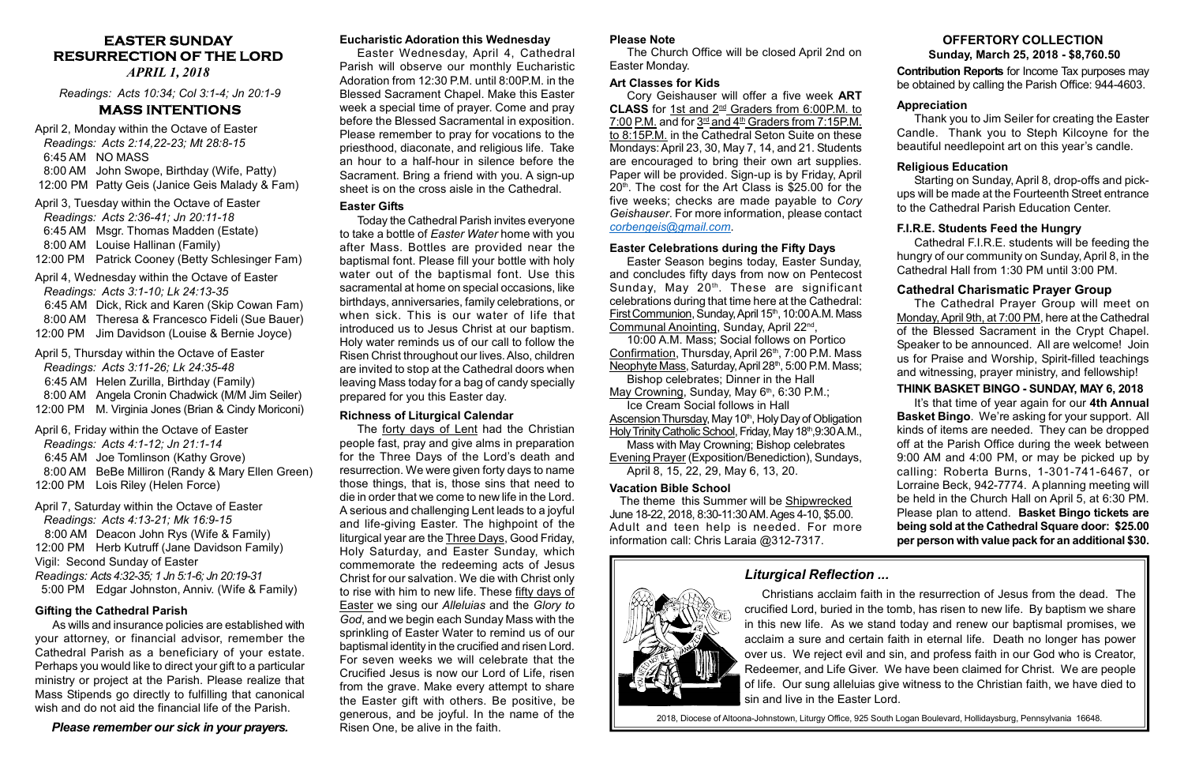# EASTER SUNDAY RESURRECTION OF THE LORD

*APRIL 1, 2018*

*Readings: Acts 10:34; Col 3:1-4; Jn 20:1-9*

## MASS INTENTIONS

April 2, Monday within the Octave of Easter
*Readings: Acts 2:14,22-23; Mt 28:8-15*
6:45 AM NO MASS
8:00 AM John Swope, Birthday (Wife, Patty)
12:00 PM Patty Geis (Janice Geis Malady & Fam)

April 3, Tuesday within the Octave of Easter
*Readings: Acts 2:36-41; Jn 20:11-18*
6:45 AM Msgr. Thomas Madden (Estate)
8:00 AM Louise Hallinan (Family)
12:00 PM Patrick Cooney (Betty Schlesinger Fam)

April 4, Wednesday within the Octave of Easter
*Readings: Acts 3:1-10; Lk 24:13-35*
6:45 AM Dick, Rick and Karen (Skip Cowan Fam)
8:00 AM Theresa & Francesco Fideli (Sue Bauer)
12:00 PM Jim Davidson (Louise & Bernie Joyce)

April 5, Thursday within the Octave of Easter
*Readings: Acts 3:11-26; Lk 24:35-48*
6:45 AM Helen Zurilla, Birthday (Family)
8:00 AM Angela Cronin Chadwick (M/M Jim Seiler)
12:00 PM M. Virginia Jones (Brian & Cindy Moriconi)

April 6, Friday within the Octave of Easter
*Readings: Acts 4:1-12; Jn 21:1-14*
6:45 AM Joe Tomlinson (Kathy Grove)
8:00 AM BeBe Milliron (Randy & Mary Ellen Green)
12:00 PM Lois Riley (Helen Force)

April 7, Saturday within the Octave of Easter
*Readings: Acts 4:13-21; Mk 16:9-15*
8:00 AM Deacon John Rys (Wife & Family)
12:00 PM Herb Kutruff (Jane Davidson Family)
Vigil: Second Sunday of Easter
*Readings: Acts 4:32-35; 1 Jn 5:1-6; Jn 20:19-31*
5:00 PM Edgar Johnston, Anniv. (Wife & Family)

### Gifting the Cathedral Parish

As wills and insurance policies are established with your attorney, or financial advisor, remember the Cathedral Parish as a beneficiary of your estate. Perhaps you would like to direct your gift to a particular ministry or project at the Parish. Please realize that Mass Stipends go directly to fulfilling that canonical wish and do not aid the financial life of the Parish.

***Please remember our sick in your prayers.***

### Eucharistic Adoration this Wednesday

Easter Wednesday, April 4, Cathedral Parish will observe our monthly Eucharistic Adoration from 12:30 P.M. until 8:00P.M. in the Blessed Sacrament Chapel. Make this Easter week a special time of prayer. Come and pray before the Blessed Sacramental in exposition. Please remember to pray for vocations to the priesthood, diaconate, and religious life. Take an hour to a half-hour in silence before the Sacrament. Bring a friend with you. A sign-up sheet is on the cross aisle in the Cathedral.

### Easter Gifts

Today the Cathedral Parish invites everyone to take a bottle of *Easter Water* home with you after Mass. Bottles are provided near the baptismal font. Please fill your bottle with holy water out of the baptismal font. Use this sacramental at home on special occasions, like birthdays, anniversaries, family celebrations, or when sick. This is our water of life that introduced us to Jesus Christ at our baptism. Holy water reminds us of our call to follow the Risen Christ throughout our lives. Also, children are invited to stop at the Cathedral doors when leaving Mass today for a bag of candy specially prepared for you this Easter day.

### Richness of Liturgical Calendar

The forty days of Lent had the Christian people fast, pray and give alms in preparation for the Three Days of the Lord's death and resurrection. We were given forty days to name those things, that is, those sins that need to die in order that we come to new life in the Lord. A serious and challenging Lent leads to a joyful and life-giving Easter. The highpoint of the liturgical year are the Three Days, Good Friday, Holy Saturday, and Easter Sunday, which commemorate the redeeming acts of Jesus Christ for our salvation. We die with Christ only to rise with him to new life. These fifty days of Easter we sing our *Alleluias* and the *Glory to God*, and we begin each Sunday Mass with the sprinkling of Easter Water to remind us of our baptismal identity in the crucified and risen Lord. For seven weeks we will celebrate that the Crucified Jesus is now our Lord of Life, risen from the grave. Make every attempt to share the Easter gift with others. Be positive, be generous, and be joyful. In the name of the Risen One, be alive in the faith.

### Please Note

The Church Office will be closed April 2nd on Easter Monday.

### Art Classes for Kids

Cory Geishauser will offer a five week **ART CLASS** for 1st and 2nd Graders from 6:00P.M. to 7:00 P.M. and for 3rd and 4th Graders from 7:15P.M. to 8:15P.M. in the Cathedral Seton Suite on these Mondays: April 23, 30, May 7, 14, and 21. Students are encouraged to bring their own art supplies. Paper will be provided. Sign-up is by Friday, April 20th. The cost for the Art Class is $25.00 for the five weeks; checks are made payable to *Cory Geishauser*. For more information, please contact *corbengeis@gmail.com*.

### Easter Celebrations during the Fifty Days

Easter Season begins today, Easter Sunday, and concludes fifty days from now on Pentecost Sunday, May 20th. These are significant celebrations during that time here at the Cathedral:
First Communion, Sunday, April 15th, 10:00 A.M. Mass
Communal Anointing, Sunday, April 22nd, 10:00 A.M. Mass; Social follows on Portico
Confirmation, Thursday, April 26th, 7:00 P.M. Mass
Neophyte Mass, Saturday, April 28th, 5:00 P.M. Mass; Bishop celebrates; Dinner in the Hall
May Crowning, Sunday, May 6th, 6:30 P.M.; Ice Cream Social follows in Hall
Ascension Thursday, May 10th, Holy Day of Obligation
Holy Trinity Catholic School, Friday, May 18th, 9:30 A.M., Mass with May Crowning; Bishop celebrates
Evening Prayer (Exposition/Benediction), Sundays, April 8, 15, 22, 29, May 6, 13, 20.

### Vacation Bible School

The theme this Summer will be Shipwrecked June 18-22, 2018, 8:30-11:30 AM. Ages 4-10, $5.00. Adult and teen help is needed. For more information call: Chris Laraia @312-7317.

## OFFERTORY COLLECTION

**Sunday, March 25, 2018 - $8,760.50**

**Contribution Reports** for Income Tax purposes may be obtained by calling the Parish Office: 944-4603.

### Appreciation

Thank you to Jim Seiler for creating the Easter Candle. Thank you to Steph Kilcoyne for the beautiful needlepoint art on this year's candle.

### Religious Education

Starting on Sunday, April 8, drop-offs and pick-ups will be made at the Fourteenth Street entrance to the Cathedral Parish Education Center.

### F.I.R.E. Students Feed the Hungry

Cathedral F.I.R.E. students will be feeding the hungry of our community on Sunday, April 8, in the Cathedral Hall from 1:30 PM until 3:00 PM.

### Cathedral Charismatic Prayer Group

The Cathedral Prayer Group will meet on Monday, April 9th, at 7:00 PM, here at the Cathedral of the Blessed Sacrament in the Crypt Chapel. Speaker to be announced. All are welcome! Join us for Praise and Worship, Spirit-filled teachings and witnessing, prayer ministry, and fellowship!

### THINK BASKET BINGO - SUNDAY, MAY 6, 2018

It's that time of year again for our **4th Annual Basket Bingo**. We're asking for your support. All kinds of items are needed. They can be dropped off at the Parish Office during the week between 9:00 AM and 4:00 PM, or may be picked up by calling: Roberta Burns, 1-301-741-6467, or Lorraine Beck, 942-7774. A planning meeting will be held in the Church Hall on April 5, at 6:30 PM. Please plan to attend. **Basket Bingo tickets are being sold at the Cathedral Square door: $25.00 per person with value pack for an additional $30.**

### *Liturgical Reflection ...*

Christians acclaim faith in the resurrection of Jesus from the dead. The crucified Lord, buried in the tomb, has risen to new life. By baptism we share in this new life. As we stand today and renew our baptismal promises, we acclaim a sure and certain faith in eternal life. Death no longer has power over us. We reject evil and sin, and profess faith in our God who is Creator, Redeemer, and Life Giver. We have been claimed for Christ. We are people of life. Our sung alleluias give witness to the Christian faith, we have died to sin and live in the Easter Lord.

2018, Diocese of Altoona-Johnstown, Liturgy Office, 925 South Logan Boulevard, Hollidaysburg, Pennsylvania 16648.